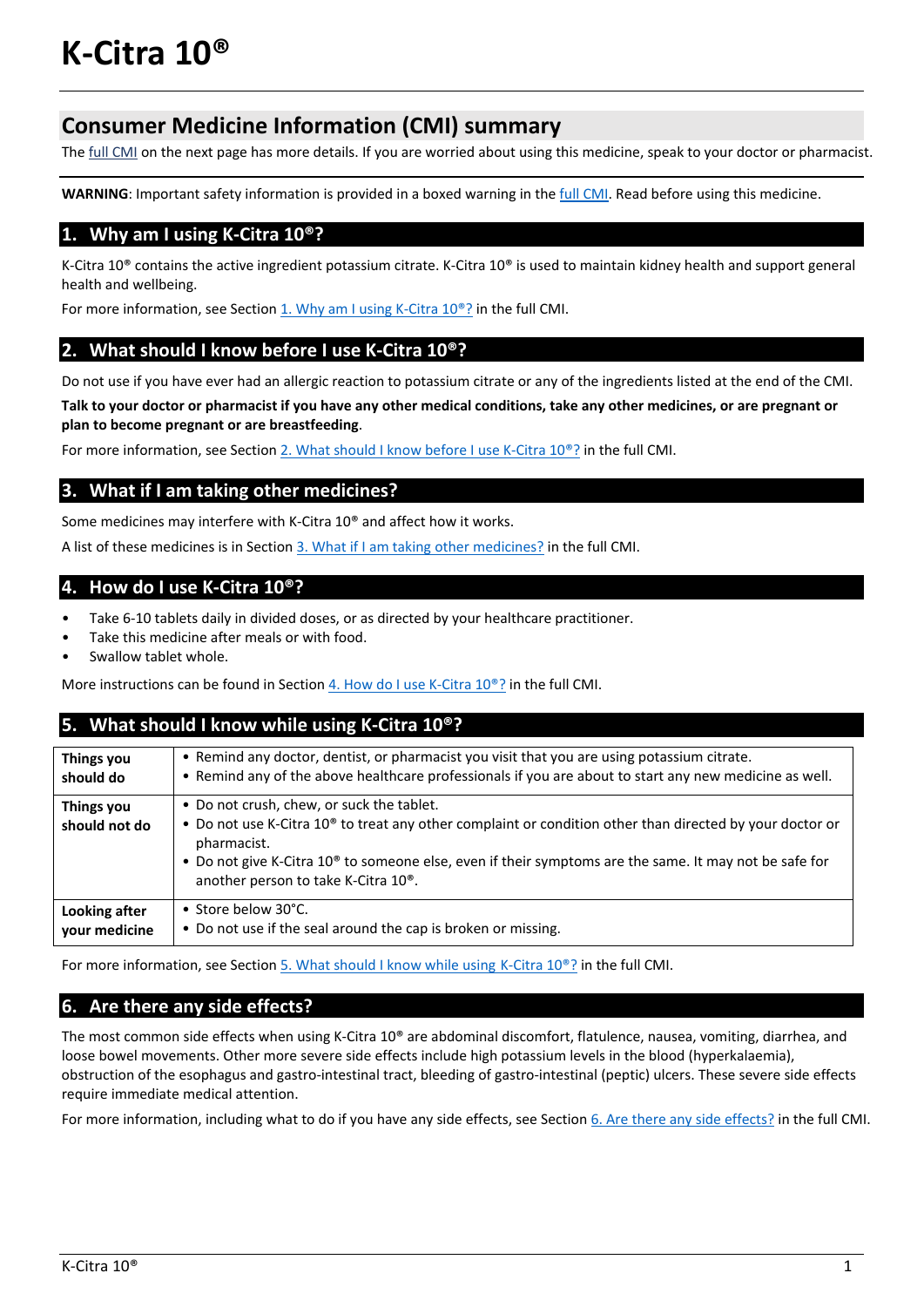# K-Citra 10®

## Consumer Medicine Information (CMI) summary

The full CMI on the next page has more details. If you are worried about using this medicine, speak to your doctor or pharmacist.

**WARNING**: Important safety information is provided in a boxed warning in the full CMI. Read before using this medicine.

## 1. Why am I using K-Citra 10®?

K-Citra 10® contains the active ingredient potassium citrate. K-Citra 10® is used to maintain kidney health and support general health and wellbeing.

For more information, see Section 1. Why am I using K-Citra 10®? in the full CMI.

## 2. What should I know before I use K-Citra 10®?

Do not use if you have ever had an allergic reaction to potassium citrate or any of the ingredients listed at the end of the CMI.

**Talk to your doctor or pharmacist if you have any other medical conditions, take any other medicines, or are pregnant or plan to become pregnant or are breastfeeding**.

For more information, see Section 2. What should I know before I use K-Citra 10®? in the full CMI.

## 3. What if I am taking other medicines?

Some medicines may interfere with K-Citra 10® and affect how it works.

A list of these medicines is in Section 3. What if I am taking other medicines? in the full CMI.

## 4. How do I use K-Citra 10®?

- Take 6-10 tablets daily in divided doses, or as directed by your healthcare practitioner.
- Take this medicine after meals or with food.
- Swallow tablet whole.

More instructions can be found in Section 4. How do I use K-Citra 10®? in the full CMI.

## 5. What should I know while using K-Citra 10®?

| | |
|---|---|
| **Things you should do** | • Remind any doctor, dentist, or pharmacist you visit that you are using potassium citrate.<br>• Remind any of the above healthcare professionals if you are about to start any new medicine as well. |
| **Things you should not do** | • Do not crush, chew, or suck the tablet.<br>• Do not use K-Citra 10® to treat any other complaint or condition other than directed by your doctor or pharmacist.<br>• Do not give K-Citra 10® to someone else, even if their symptoms are the same. It may not be safe for another person to take K-Citra 10®. |
| **Looking after your medicine** | • Store below 30°C.<br>• Do not use if the seal around the cap is broken or missing. |

For more information, see Section 5. What should I know while using K-Citra 10®? in the full CMI.

## 6. Are there any side effects?

The most common side effects when using K-Citra 10® are abdominal discomfort, flatulence, nausea, vomiting, diarrhea, and loose bowel movements. Other more severe side effects include high potassium levels in the blood (hyperkalaemia), obstruction of the esophagus and gastro-intestinal tract, bleeding of gastro-intestinal (peptic) ulcers. These severe side effects require immediate medical attention.

For more information, including what to do if you have any side effects, see Section 6. Are there any side effects? in the full CMI.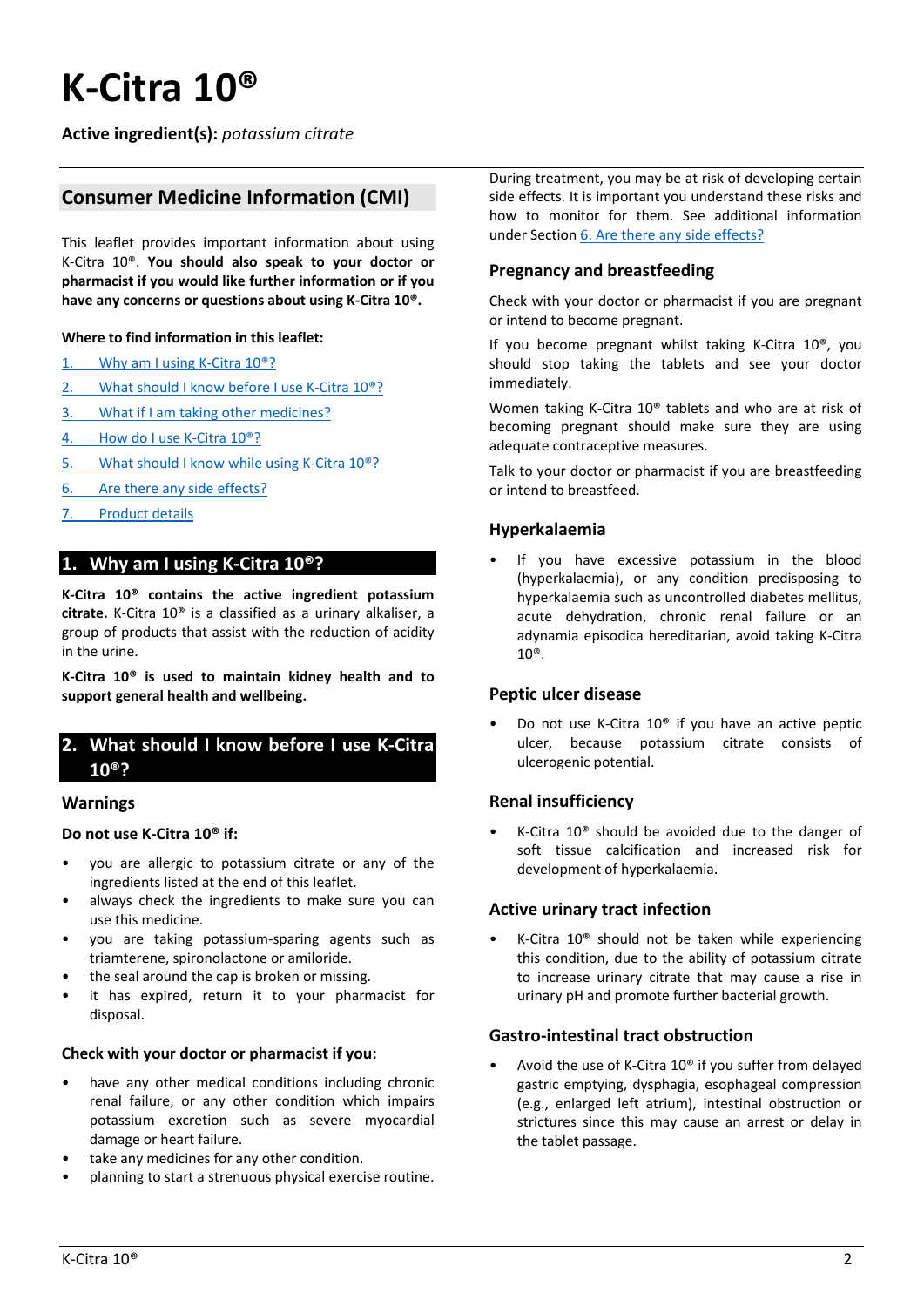# K-Citra 10®

**Active ingredient(s):** *potassium citrate*

## Consumer Medicine Information (CMI)

This leaflet provides important information about using K-Citra 10®. **You should also speak to your doctor or pharmacist if you would like further information or if you have any concerns or questions about using K-Citra 10®.**

**Where to find information in this leaflet:**

1. Why am I using K-Citra 10®?
2. What should I know before I use K-Citra 10®?
3. What if I am taking other medicines?
4. How do I use K-Citra 10®?
5. What should I know while using K-Citra 10®?
6. Are there any side effects?
7. Product details

## 1. Why am I using K-Citra 10®?

**K-Citra 10® contains the active ingredient potassium citrate.** K-Citra 10® is a classified as a urinary alkaliser, a group of products that assist with the reduction of acidity in the urine.

**K-Citra 10® is used to maintain kidney health and to support general health and wellbeing.**

## 2. What should I know before I use K-Citra 10®?

### Warnings

**Do not use K-Citra 10® if:**

- you are allergic to potassium citrate or any of the ingredients listed at the end of this leaflet.
- always check the ingredients to make sure you can use this medicine.
- you are taking potassium-sparing agents such as triamterene, spironolactone or amiloride.
- the seal around the cap is broken or missing.
- it has expired, return it to your pharmacist for disposal.

**Check with your doctor or pharmacist if you:**

- have any other medical conditions including chronic renal failure, or any other condition which impairs potassium excretion such as severe myocardial damage or heart failure.
- take any medicines for any other condition.
- planning to start a strenuous physical exercise routine.

During treatment, you may be at risk of developing certain side effects. It is important you understand these risks and how to monitor for them. See additional information under Section 6. Are there any side effects?

### Pregnancy and breastfeeding

Check with your doctor or pharmacist if you are pregnant or intend to become pregnant.

If you become pregnant whilst taking K-Citra 10®, you should stop taking the tablets and see your doctor immediately.

Women taking K-Citra 10® tablets and who are at risk of becoming pregnant should make sure they are using adequate contraceptive measures.

Talk to your doctor or pharmacist if you are breastfeeding or intend to breastfeed.

### Hyperkalaemia

- If you have excessive potassium in the blood (hyperkalaemia), or any condition predisposing to hyperkalaemia such as uncontrolled diabetes mellitus, acute dehydration, chronic renal failure or an adynamia episodica hereditarian, avoid taking K-Citra 10®.

### Peptic ulcer disease

- Do not use K-Citra 10® if you have an active peptic ulcer, because potassium citrate consists of ulcerogenic potential.

### Renal insufficiency

- K-Citra 10® should be avoided due to the danger of soft tissue calcification and increased risk for development of hyperkalaemia.

### Active urinary tract infection

- K-Citra 10® should not be taken while experiencing this condition, due to the ability of potassium citrate to increase urinary citrate that may cause a rise in urinary pH and promote further bacterial growth.

### Gastro-intestinal tract obstruction

- Avoid the use of K-Citra 10® if you suffer from delayed gastric emptying, dysphagia, esophageal compression (e.g., enlarged left atrium), intestinal obstruction or strictures since this may cause an arrest or delay in the tablet passage.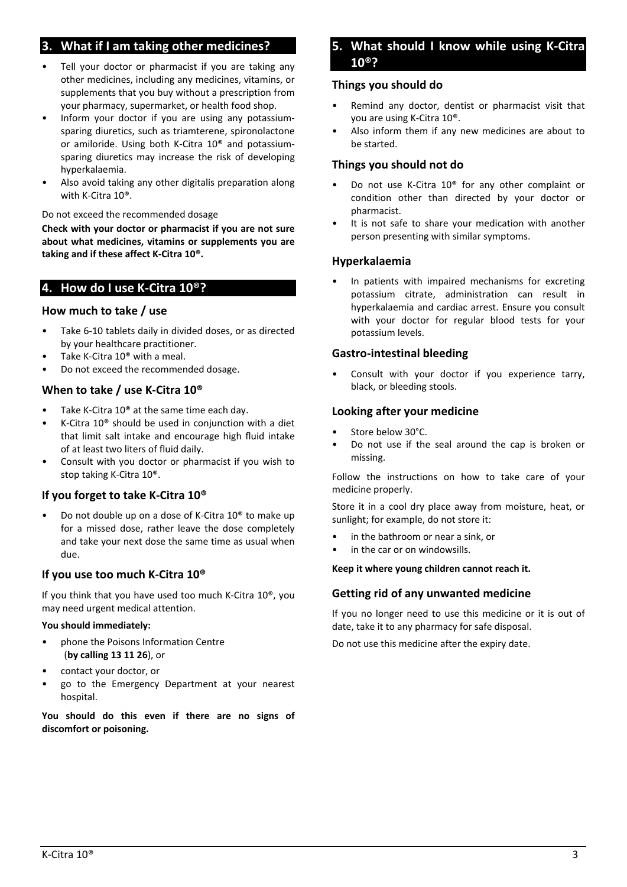## 3. What if I am taking other medicines?

- Tell your doctor or pharmacist if you are taking any other medicines, including any medicines, vitamins, or supplements that you buy without a prescription from your pharmacy, supermarket, or health food shop.
- Inform your doctor if you are using any potassium-sparing diuretics, such as triamterene, spironolactone or amiloride. Using both K-Citra 10® and potassium-sparing diuretics may increase the risk of developing hyperkalaemia.
- Also avoid taking any other digitalis preparation along with K-Citra 10®.

Do not exceed the recommended dosage

**Check with your doctor or pharmacist if you are not sure about what medicines, vitamins or supplements you are taking and if these affect K-Citra 10®.**

## 4. How do I use K-Citra 10®?

### How much to take / use

- Take 6-10 tablets daily in divided doses, or as directed by your healthcare practitioner.
- Take K-Citra 10® with a meal.
- Do not exceed the recommended dosage.

### When to take / use K-Citra 10®

- Take K-Citra 10® at the same time each day.
- K-Citra 10® should be used in conjunction with a diet that limit salt intake and encourage high fluid intake of at least two liters of fluid daily.
- Consult with you doctor or pharmacist if you wish to stop taking K-Citra 10®.

### If you forget to take K-Citra 10®

- Do not double up on a dose of K-Citra 10® to make up for a missed dose, rather leave the dose completely and take your next dose the same time as usual when due.

### If you use too much K-Citra 10®

If you think that you have used too much K-Citra 10®, you may need urgent medical attention.

**You should immediately:**

- phone the Poisons Information Centre (**by calling 13 11 26**), or
- contact your doctor, or
- go to the Emergency Department at your nearest hospital.

**You should do this even if there are no signs of discomfort or poisoning.**

## 5. What should I know while using K-Citra 10®?

### Things you should do

- Remind any doctor, dentist or pharmacist visit that you are using K-Citra 10®.
- Also inform them if any new medicines are about to be started.

### Things you should not do

- Do not use K-Citra 10® for any other complaint or condition other than directed by your doctor or pharmacist.
- It is not safe to share your medication with another person presenting with similar symptoms.

### Hyperkalaemia

- In patients with impaired mechanisms for excreting potassium citrate, administration can result in hyperkalaemia and cardiac arrest. Ensure you consult with your doctor for regular blood tests for your potassium levels.

### Gastro-intestinal bleeding

- Consult with your doctor if you experience tarry, black, or bleeding stools.

### Looking after your medicine

- Store below 30°C.
- Do not use if the seal around the cap is broken or missing.

Follow the instructions on how to take care of your medicine properly.

Store it in a cool dry place away from moisture, heat, or sunlight; for example, do not store it:

- in the bathroom or near a sink, or
- in the car or on windowsills.

**Keep it where young children cannot reach it.**

### Getting rid of any unwanted medicine

If you no longer need to use this medicine or it is out of date, take it to any pharmacy for safe disposal.

Do not use this medicine after the expiry date.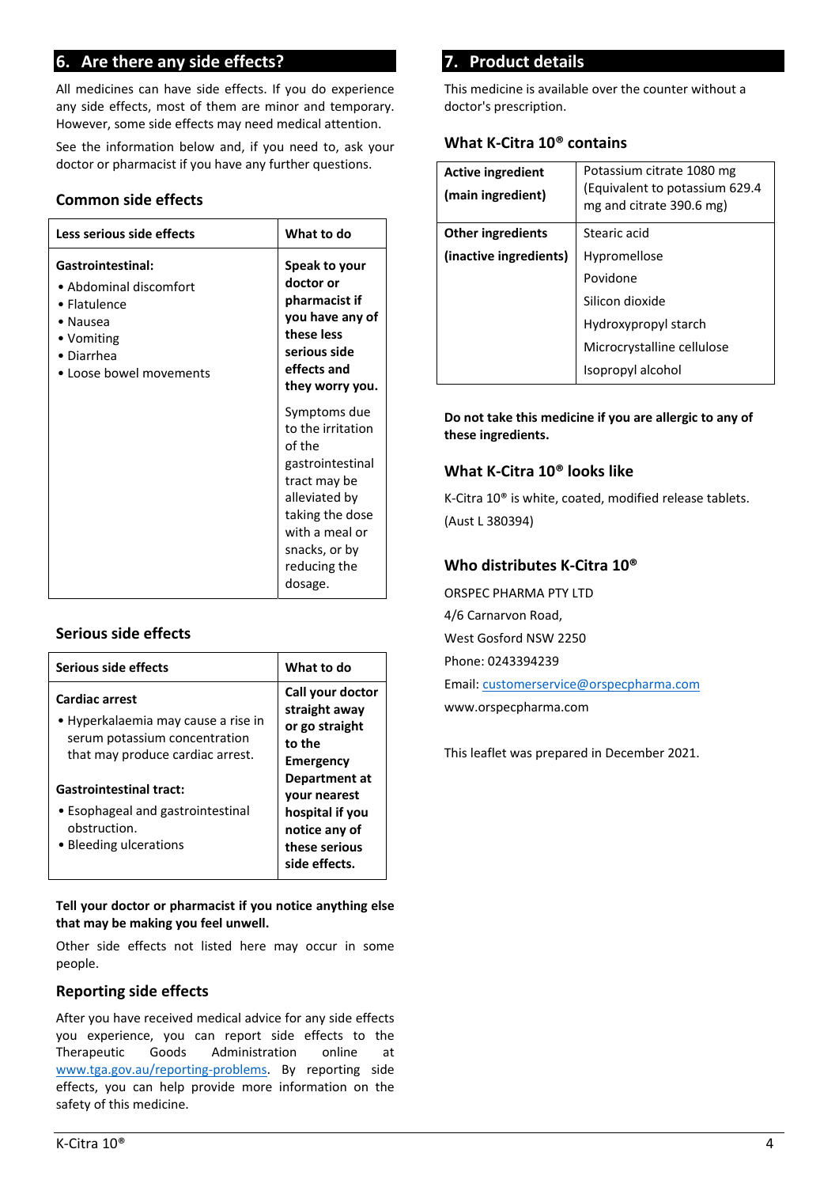## 6. Are there any side effects?

All medicines can have side effects. If you do experience any side effects, most of them are minor and temporary. However, some side effects may need medical attention.

See the information below and, if you need to, ask your doctor or pharmacist if you have any further questions.

### Common side effects

| Less serious side effects | What to do |
|---|---|
| **Gastrointestinal:**<br>• Abdominal discomfort<br>• Flatulence<br>• Nausea<br>• Vomiting<br>• Diarrhea<br>• Loose bowel movements | **Speak to your doctor or pharmacist if you have any of these less serious side effects and they worry you.**<br><br>Symptoms due to the irritation of the gastrointestinal tract may be alleviated by taking the dose with a meal or snacks, or by reducing the dosage. |

### Serious side effects

| Serious side effects | What to do |
|---|---|
| **Cardiac arrest**<br>• Hyperkalaemia may cause a rise in serum potassium concentration that may produce cardiac arrest.<br><br>**Gastrointestinal tract:**<br>• Esophageal and gastrointestinal obstruction.<br>• Bleeding ulcerations | **Call your doctor straight away or go straight to the Emergency Department at your nearest hospital if you notice any of these serious side effects.** |

**Tell your doctor or pharmacist if you notice anything else that may be making you feel unwell.**

Other side effects not listed here may occur in some people.

### Reporting side effects

After you have received medical advice for any side effects you experience, you can report side effects to the Therapeutic Goods Administration online at www.tga.gov.au/reporting-problems. By reporting side effects, you can help provide more information on the safety of this medicine.

## 7. Product details

This medicine is available over the counter without a doctor's prescription.

### What K-Citra 10® contains

| | |
|---|---|
| **Active ingredient (main ingredient)** | Potassium citrate 1080 mg (Equivalent to potassium 629.4 mg and citrate 390.6 mg) |
| **Other ingredients (inactive ingredients)** | Stearic acid<br>Hypromellose<br>Povidone<br>Silicon dioxide<br>Hydroxypropyl starch<br>Microcrystalline cellulose<br>Isopropyl alcohol |

**Do not take this medicine if you are allergic to any of these ingredients.**

### What K-Citra 10® looks like

K-Citra 10® is white, coated, modified release tablets.

(Aust L 380394)

### Who distributes K-Citra 10®

ORSPEC PHARMA PTY LTD
4/6 Carnarvon Road,
West Gosford NSW 2250
Phone: 0243394239
Email: customerservice@orspecpharma.com
www.orspecpharma.com

This leaflet was prepared in December 2021.